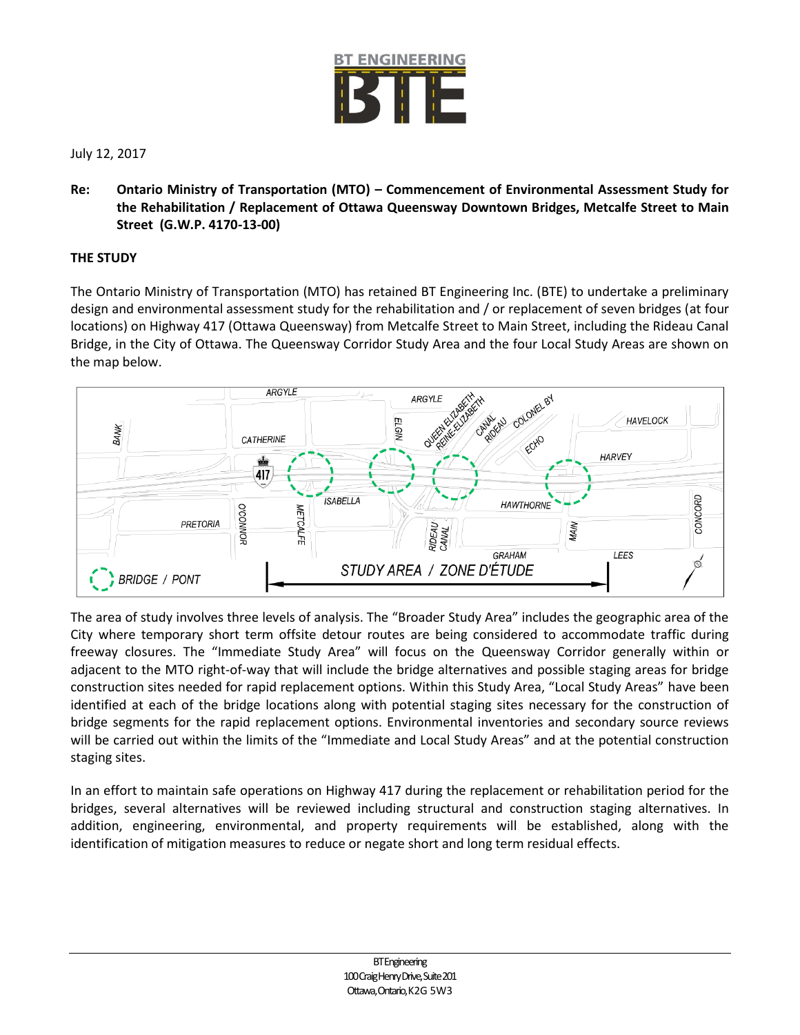July 12, 2017

**Re: Ontario Ministry of Transportation (MTO) – Commencement of Environmental Assessment Study for the Rehabilitation / Replacement of Ottawa Queensway Downtown Bridges, Metcalfe Street to Main Street (G.W.P. 4170-13-00)**

## THE STUDY

The Ontario Ministry of Transportation (MTO) has retained BT Engineering Inc. (BTE) to undertake a preliminary design and environmental assessment study for the rehabilitation and / or replacement of seven bridges (at four locations) on Highway 417 (Ottawa Queensway) from Metcalfe Street to Main Street, including the Rideau Canal Bridge, in the City of Ottawa. The Queensway Corridor Study Area and the four Local Study Areas are shown on the map below.

The area of study involves three levels of analysis. The "Broader Study Area" includes the geographic area of the City where temporary short term offsite detour routes are being considered to accommodate traffic during freeway closures. The "Immediate Study Area" will focus on the Queensway Corridor generally within or adjacent to the MTO right-of-way that will include the bridge alternatives and possible staging areas for bridge construction sites needed for rapid replacement options. Within this Study Area, "Local Study Areas" have been identified at each of the bridge locations along with potential staging sites necessary for the construction of bridge segments for the rapid replacement options. Environmental inventories and secondary source reviews will be carried out within the limits of the "Immediate and Local Study Areas" and at the potential construction staging sites.

In an effort to maintain safe operations on Highway 417 during the replacement or rehabilitation period for the bridges, several alternatives will be reviewed including structural and construction staging alternatives. In addition, engineering, environmental, and property requirements will be established, along with the identification of mitigation measures to reduce or negate short and long term residual effects.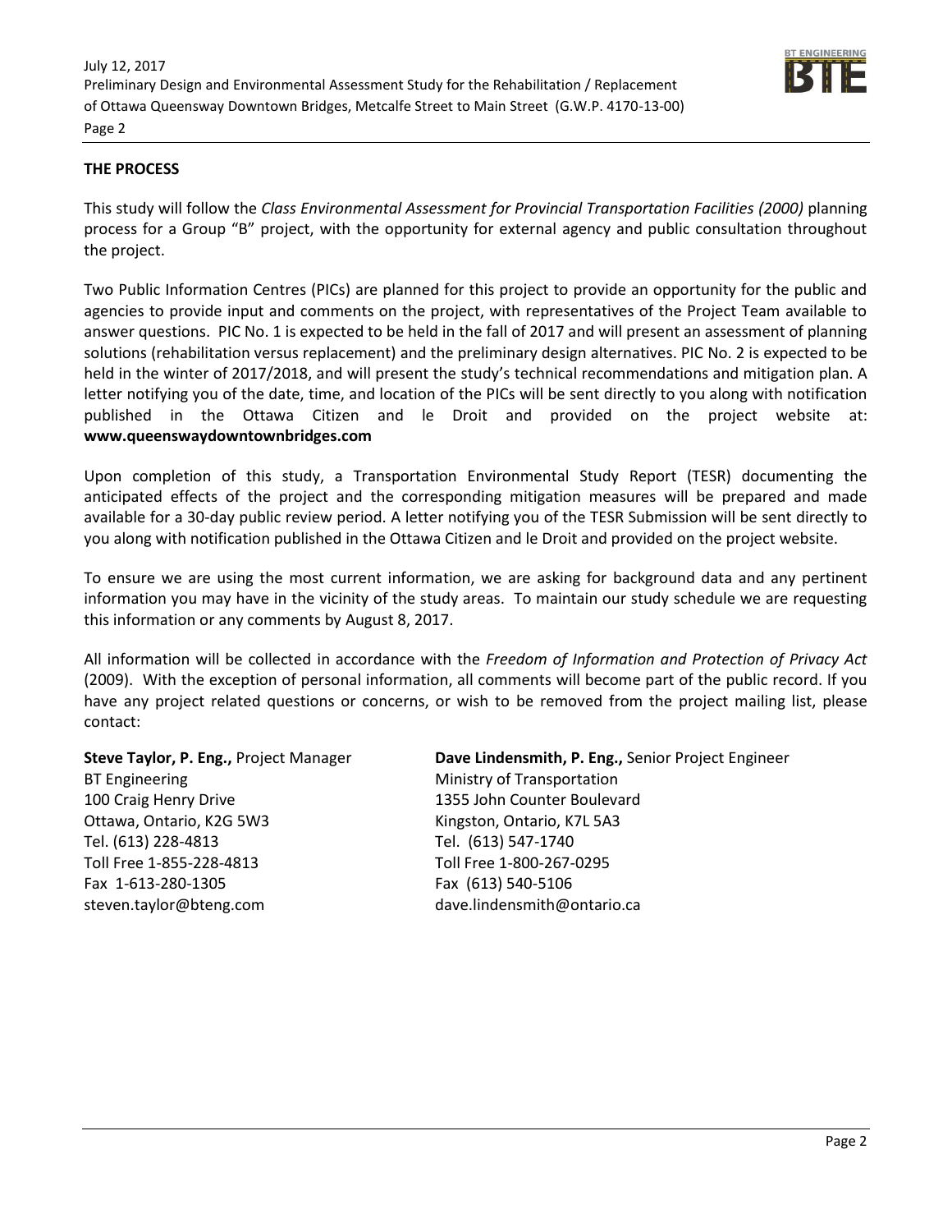## THE PROCESS

This study will follow the *Class Environmental Assessment for Provincial Transportation Facilities (2000)* planning process for a Group "B" project, with the opportunity for external agency and public consultation throughout the project.

Two Public Information Centres (PICs) are planned for this project to provide an opportunity for the public and agencies to provide input and comments on the project, with representatives of the Project Team available to answer questions. PIC No. 1 is expected to be held in the fall of 2017 and will present an assessment of planning solutions (rehabilitation versus replacement) and the preliminary design alternatives. PIC No. 2 is expected to be held in the winter of 2017/2018, and will present the study's technical recommendations and mitigation plan. A letter notifying you of the date, time, and location of the PICs will be sent directly to you along with notification published in the Ottawa Citizen and le Droit and provided on the project website at: **www.queenswaydowntownbridges.com**

Upon completion of this study, a Transportation Environmental Study Report (TESR) documenting the anticipated effects of the project and the corresponding mitigation measures will be prepared and made available for a 30-day public review period. A letter notifying you of the TESR Submission will be sent directly to you along with notification published in the Ottawa Citizen and le Droit and provided on the project website.

To ensure we are using the most current information, we are asking for background data and any pertinent information you may have in the vicinity of the study areas. To maintain our study schedule we are requesting this information or any comments by August 8, 2017.

All information will be collected in accordance with the *Freedom of Information and Protection of Privacy Act* (2009). With the exception of personal information, all comments will become part of the public record. If you have any project related questions or concerns, or wish to be removed from the project mailing list, please contact:

**Steve Taylor, P. Eng.,** Project Manager
BT Engineering
100 Craig Henry Drive
Ottawa, Ontario, K2G 5W3
Tel. (613) 228-4813
Toll Free 1-855-228-4813
Fax 1-613-280-1305
steven.taylor@bteng.com

**Dave Lindensmith, P. Eng.,** Senior Project Engineer
Ministry of Transportation
1355 John Counter Boulevard
Kingston, Ontario, K7L 5A3
Tel. (613) 547-1740
Toll Free 1-800-267-0295
Fax (613) 540-5106
dave.lindensmith@ontario.ca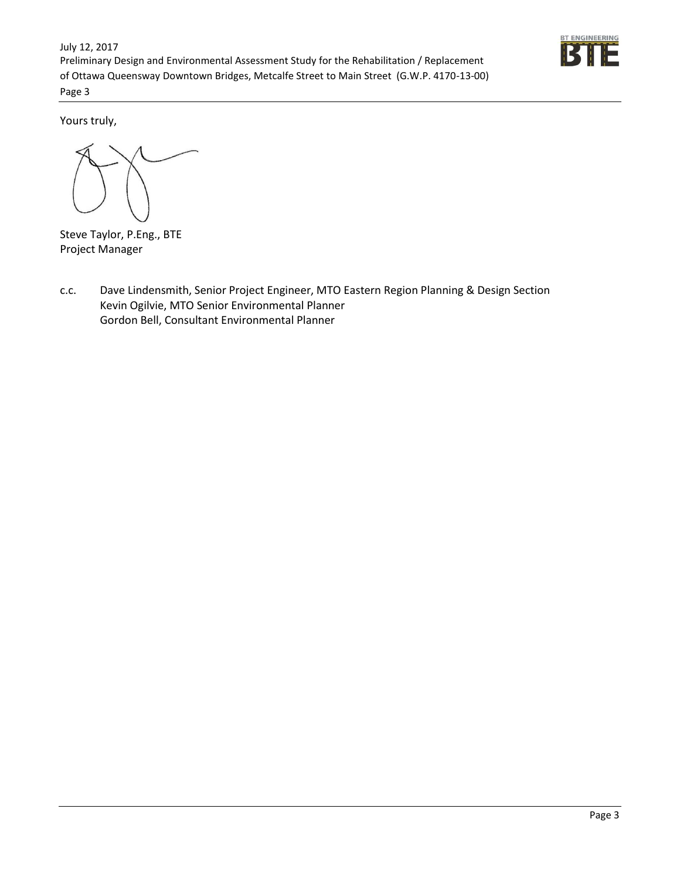Yours truly,

Steve Taylor, P.Eng., BTE
Project Manager

c.c. Dave Lindensmith, Senior Project Engineer, MTO Eastern Region Planning & Design Section
Kevin Ogilvie, MTO Senior Environmental Planner
Gordon Bell, Consultant Environmental Planner